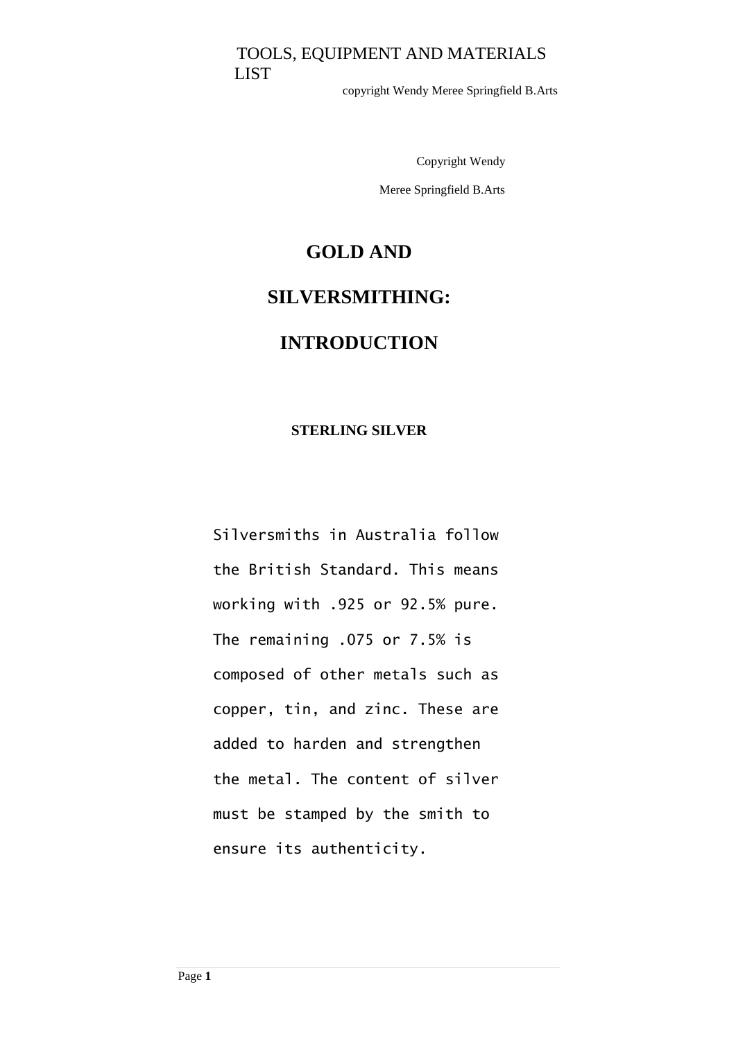TOOLS, EQUIPMENT AND MATERIALS LIST

copyright Wendy Meree Springfield B.Arts

Copyright Wendy

Meree Springfield B.Arts

# GOLD AND SILVERSMITHING: INTRODUCTION

## STERLING SILVER

Silversmiths in Australia follow the British Standard. This means working with .925 or 92.5% pure. The remaining .075 or 7.5% is composed of other metals such as copper, tin, and zinc. These are added to harden and strengthen the metal. The content of silver must be stamped by the smith to ensure its authenticity.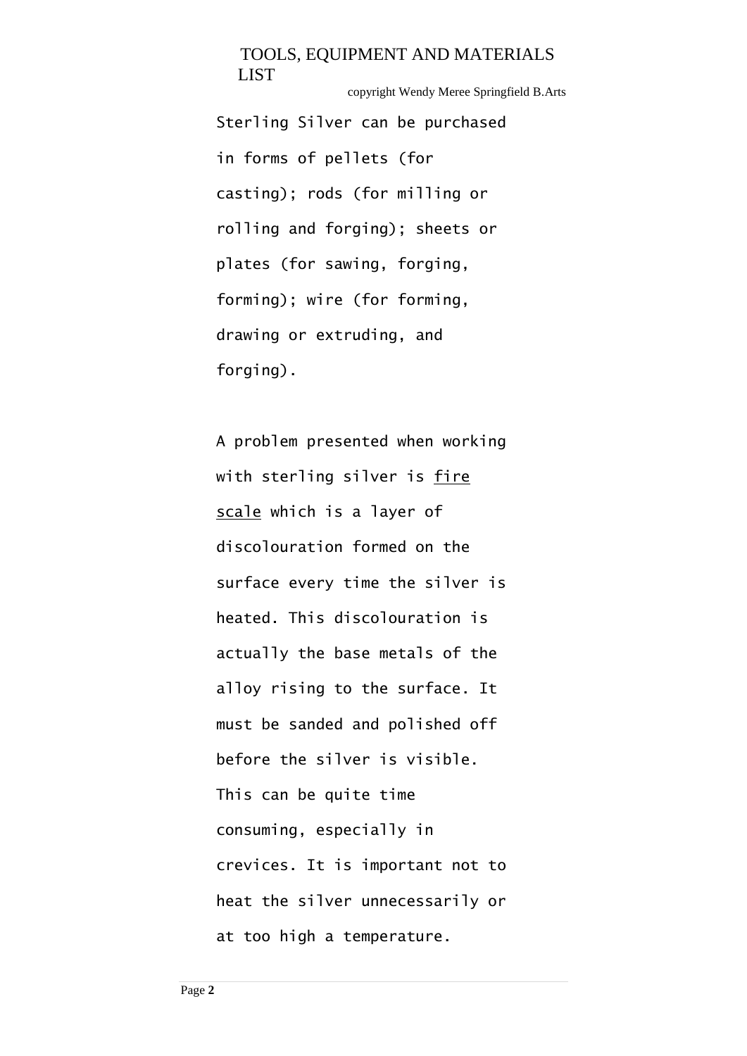# TOOLS, EQUIPMENT AND MATERIALS LIST

copyright Wendy Meree Springfield B.Arts

Sterling Silver can be purchased in forms of pellets (for casting); rods (for milling or rolling and forging); sheets or plates (for sawing, forging, forming); wire (for forming, drawing or extruding, and forging).

A problem presented when working with sterling silver is <u>fire scale</u> which is a layer of discolouration formed on the surface every time the silver is heated. This discolouration is actually the base metals of the alloy rising to the surface. It must be sanded and polished off before the silver is visible. This can be quite time consuming, especially in crevices. It is important not to heat the silver unnecessarily or at too high a temperature.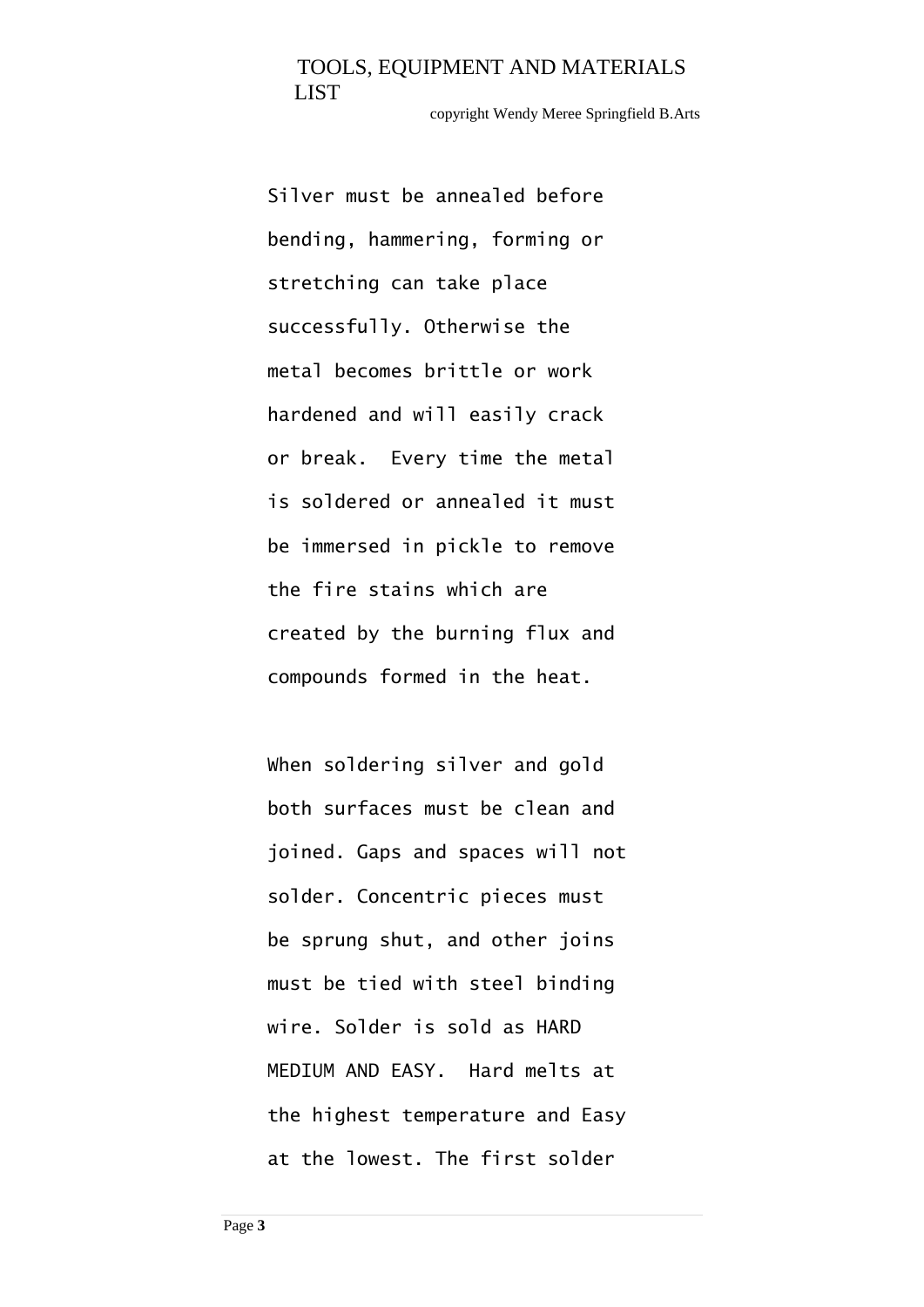Silver must be annealed before bending, hammering, forming or stretching can take place successfully. Otherwise the metal becomes brittle or work hardened and will easily crack or break. Every time the metal is soldered or annealed it must be immersed in pickle to remove the fire stains which are created by the burning flux and compounds formed in the heat.

When soldering silver and gold both surfaces must be clean and joined. Gaps and spaces will not solder. Concentric pieces must be sprung shut, and other joins must be tied with steel binding wire. Solder is sold as HARD MEDIUM AND EASY. Hard melts at the highest temperature and Easy at the lowest. The first solder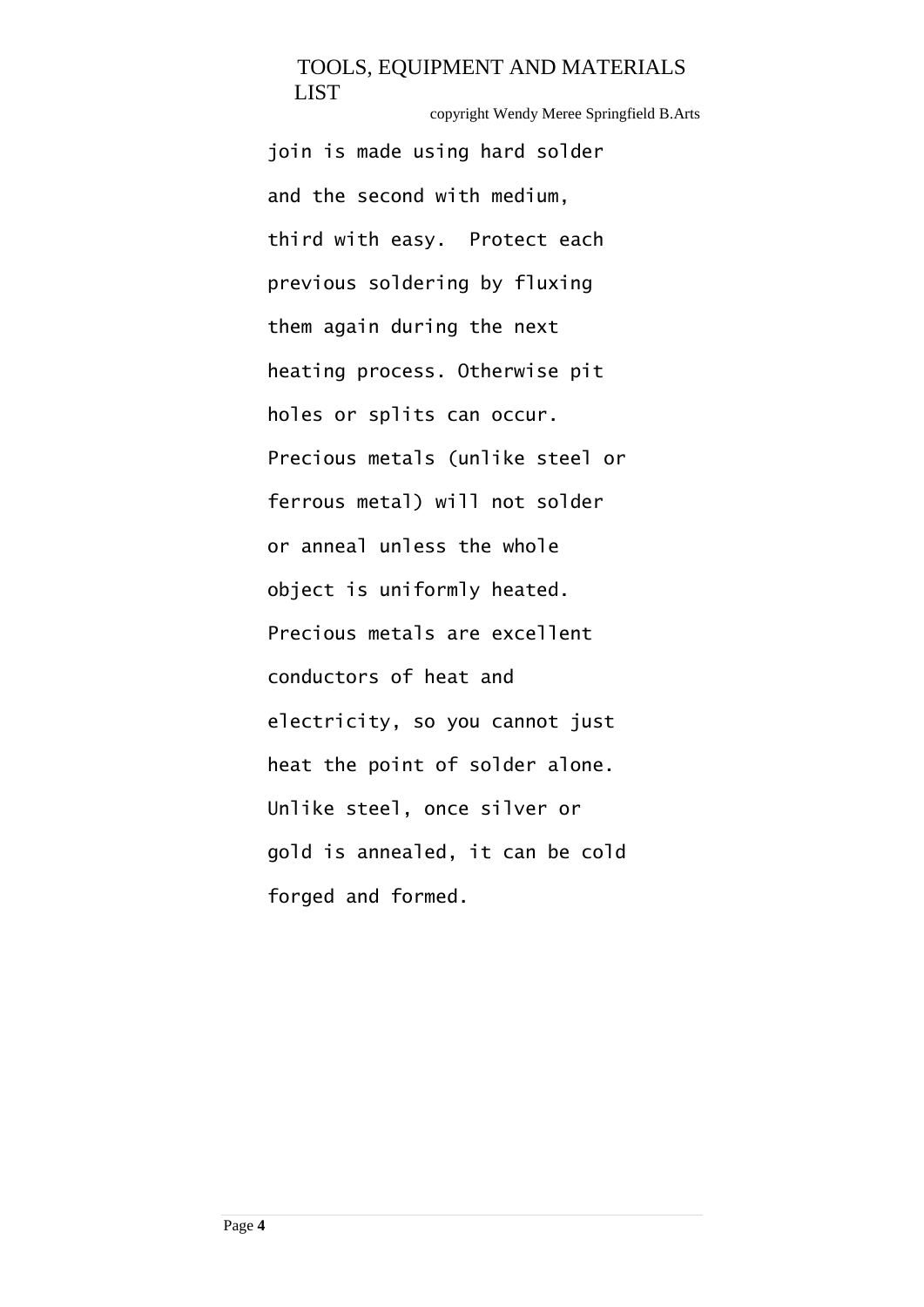join is made using hard solder and the second with medium, third with easy. Protect each previous soldering by fluxing them again during the next heating process. Otherwise pit holes or splits can occur. Precious metals (unlike steel or ferrous metal) will not solder or anneal unless the whole object is uniformly heated. Precious metals are excellent conductors of heat and electricity, so you cannot just heat the point of solder alone. Unlike steel, once silver or gold is annealed, it can be cold forged and formed.